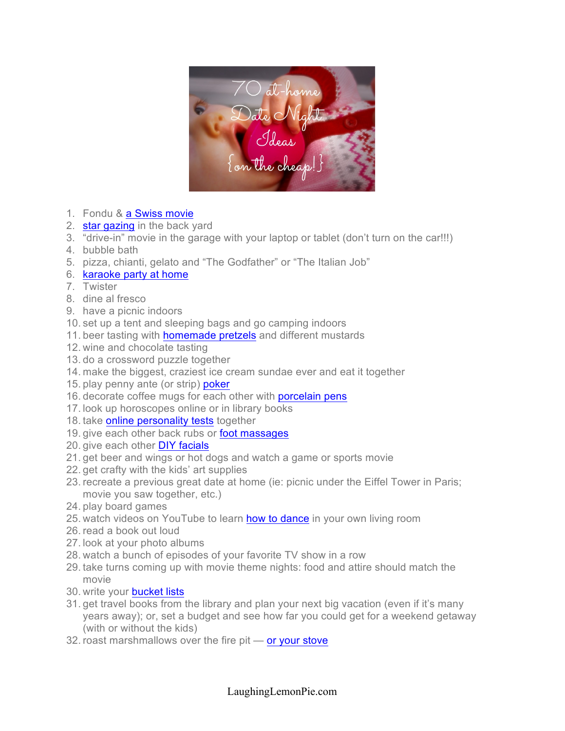1. Fondu & a Swiss movie
2. star gazing in the back yard
3. "drive-in" movie in the garage with your laptop or tablet (don't turn on the car!!!)
4. bubble bath
5. pizza, chianti, gelato and "The Godfather" or "The Italian Job"
6. karaoke party at home
7. Twister
8. dine al fresco
9. have a picnic indoors
10. set up a tent and sleeping bags and go camping indoors
11. beer tasting with homemade pretzels and different mustards
12. wine and chocolate tasting
13. do a crossword puzzle together
14. make the biggest, craziest ice cream sundae ever and eat it together
15. play penny ante (or strip) poker
16. decorate coffee mugs for each other with porcelain pens
17. look up horoscopes online or in library books
18. take online personality tests together
19. give each other back rubs or foot massages
20. give each other DIY facials
21. get beer and wings or hot dogs and watch a game or sports movie
22. get crafty with the kids' art supplies
23. recreate a previous great date at home (ie: picnic under the Eiffel Tower in Paris; movie you saw together, etc.)
24. play board games
25. watch videos on YouTube to learn how to dance in your own living room
26. read a book out loud
27. look at your photo albums
28. watch a bunch of episodes of your favorite TV show in a row
29. take turns coming up with movie theme nights: food and attire should match the movie
30. write your bucket lists
31. get travel books from the library and plan your next big vacation (even if it's many years away); or, set a budget and see how far you could get for a weekend getaway (with or without the kids)
32. roast marshmallows over the fire pit — or your stove

LaughingLemonPie.com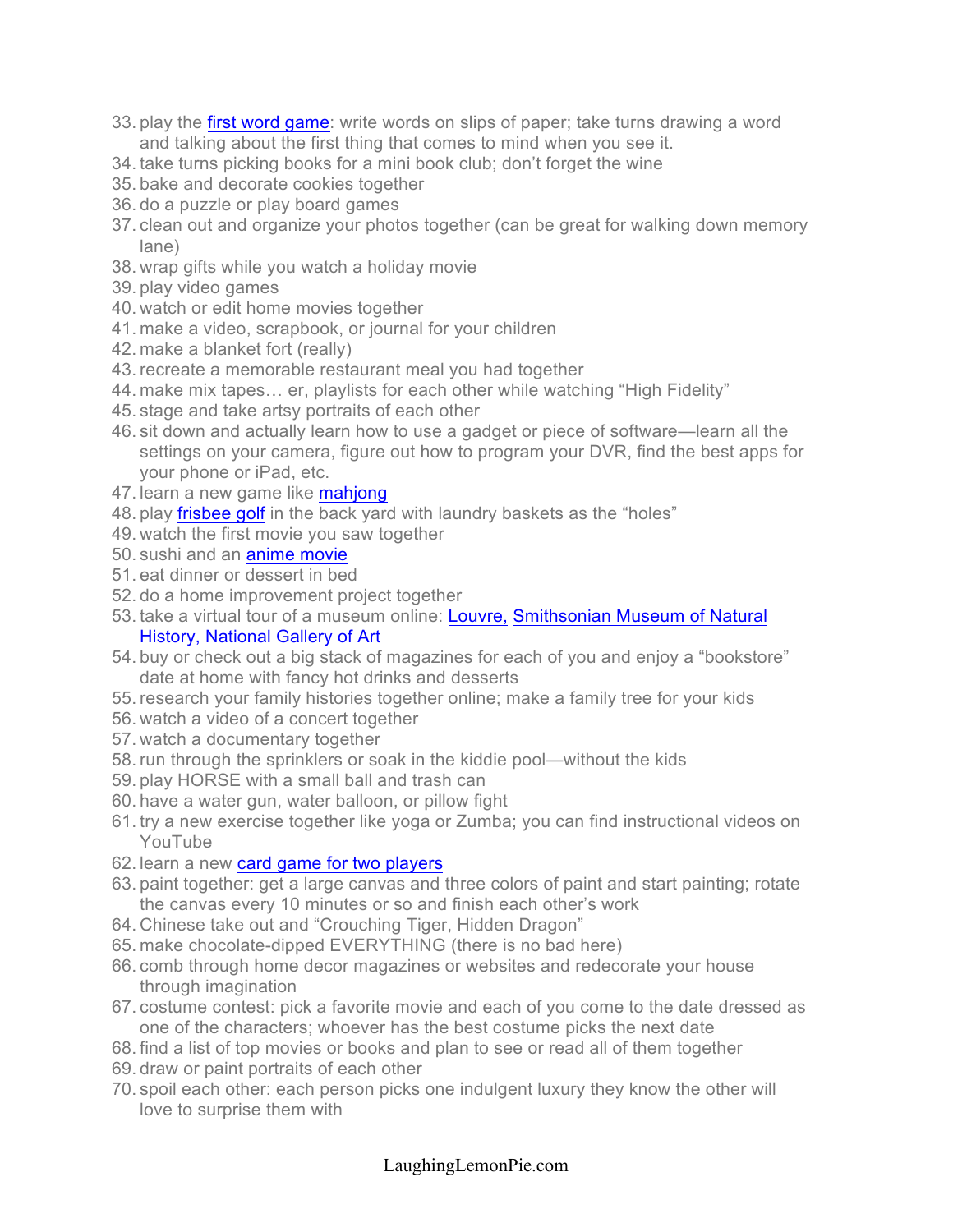33. play the first word game: write words on slips of paper; take turns drawing a word and talking about the first thing that comes to mind when you see it.
34. take turns picking books for a mini book club; don't forget the wine
35. bake and decorate cookies together
36. do a puzzle or play board games
37. clean out and organize your photos together (can be great for walking down memory lane)
38. wrap gifts while you watch a holiday movie
39. play video games
40. watch or edit home movies together
41. make a video, scrapbook, or journal for your children
42. make a blanket fort (really)
43. recreate a memorable restaurant meal you had together
44. make mix tapes… er, playlists for each other while watching "High Fidelity"
45. stage and take artsy portraits of each other
46. sit down and actually learn how to use a gadget or piece of software—learn all the settings on your camera, figure out how to program your DVR, find the best apps for your phone or iPad, etc.
47. learn a new game like mahjong
48. play frisbee golf in the back yard with laundry baskets as the "holes"
49. watch the first movie you saw together
50. sushi and an anime movie
51. eat dinner or dessert in bed
52. do a home improvement project together
53. take a virtual tour of a museum online: Louvre, Smithsonian Museum of Natural History, National Gallery of Art
54. buy or check out a big stack of magazines for each of you and enjoy a "bookstore" date at home with fancy hot drinks and desserts
55. research your family histories together online; make a family tree for your kids
56. watch a video of a concert together
57. watch a documentary together
58. run through the sprinklers or soak in the kiddie pool—without the kids
59. play HORSE with a small ball and trash can
60. have a water gun, water balloon, or pillow fight
61. try a new exercise together like yoga or Zumba; you can find instructional videos on YouTube
62. learn a new card game for two players
63. paint together: get a large canvas and three colors of paint and start painting; rotate the canvas every 10 minutes or so and finish each other's work
64. Chinese take out and "Crouching Tiger, Hidden Dragon"
65. make chocolate-dipped EVERYTHING (there is no bad here)
66. comb through home decor magazines or websites and redecorate your house through imagination
67. costume contest: pick a favorite movie and each of you come to the date dressed as one of the characters; whoever has the best costume picks the next date
68. find a list of top movies or books and plan to see or read all of them together
69. draw or paint portraits of each other
70. spoil each other: each person picks one indulgent luxury they know the other will love to surprise them with

LaughingLemonPie.com